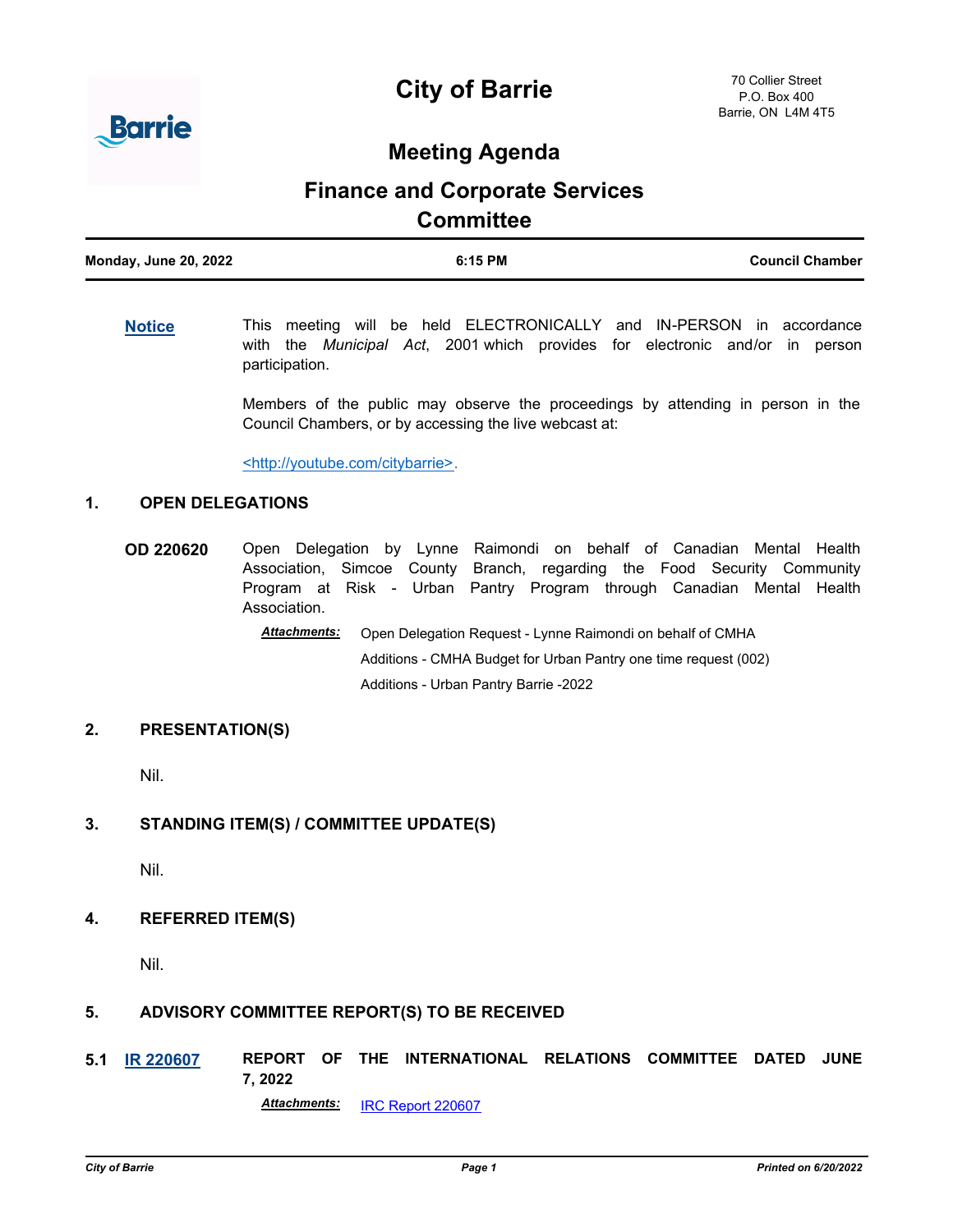# City of Barrie

70 Collier Street
P.O. Box 400
Barrie, ON L4M 4T5

## Meeting Agenda

## Finance and Corporate Services Committee

**Monday, June 20, 2022** | **6:15 PM** | **Council Chamber**

---

**Notice**

This meeting will be held ELECTRONICALLY and IN-PERSON in accordance with the *Municipal Act*, 2001 which provides for electronic and/or in person participation.

Members of the public may observe the proceedings by attending in person in the Council Chambers, or by accessing the live webcast at:

<http://youtube.com/citybarrie>.

### 1. OPEN DELEGATIONS

**OD 220620** Open Delegation by Lynne Raimondi on behalf of Canadian Mental Health Association, Simcoe County Branch, regarding the Food Security Community Program at Risk - Urban Pantry Program through Canadian Mental Health Association.

***Attachments:*** Open Delegation Request - Lynne Raimondi on behalf of CMHA
Additions - CMHA Budget for Urban Pantry one time request (002)
Additions - Urban Pantry Barrie -2022

### 2. PRESENTATION(S)

Nil.

### 3. STANDING ITEM(S) / COMMITTEE UPDATE(S)

Nil.

### 4. REFERRED ITEM(S)

Nil.

### 5. ADVISORY COMMITTEE REPORT(S) TO BE RECEIVED

**5.1 IR 220607** **REPORT OF THE INTERNATIONAL RELATIONS COMMITTEE DATED JUNE 7, 2022**

***Attachments:*** IRC Report 220607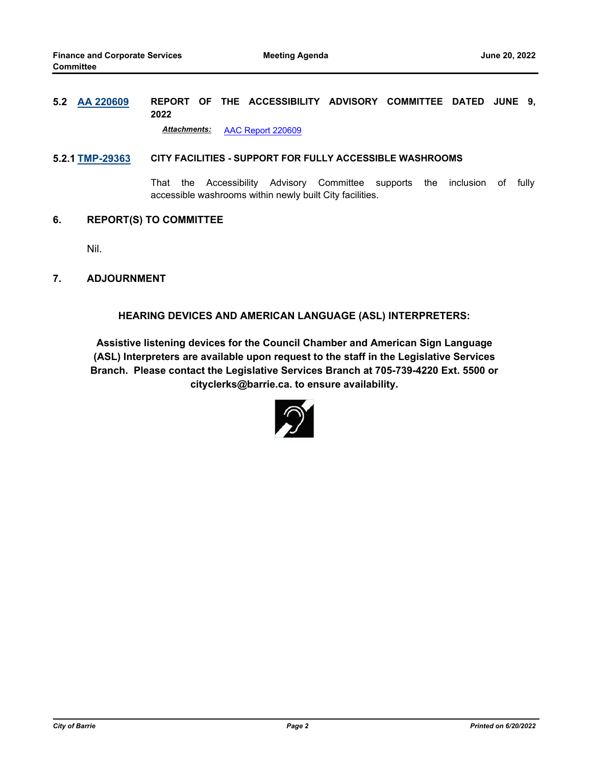**5.2 AA 220609** **REPORT OF THE ACCESSIBILITY ADVISORY COMMITTEE DATED JUNE 9, 2022**

***Attachments:*** AAC Report 220609

**5.2.1 TMP-29363** **CITY FACILITIES - SUPPORT FOR FULLY ACCESSIBLE WASHROOMS**

That the Accessibility Advisory Committee supports the inclusion of fully accessible washrooms within newly built City facilities.

## 6. REPORT(S) TO COMMITTEE

Nil.

## 7. ADJOURNMENT

**HEARING DEVICES AND AMERICAN LANGUAGE (ASL) INTERPRETERS:**

**Assistive listening devices for the Council Chamber and American Sign Language (ASL) Interpreters are available upon request to the staff in the Legislative Services Branch. Please contact the Legislative Services Branch at 705-739-4220 Ext. 5500 or cityclerks@barrie.ca. to ensure availability.**